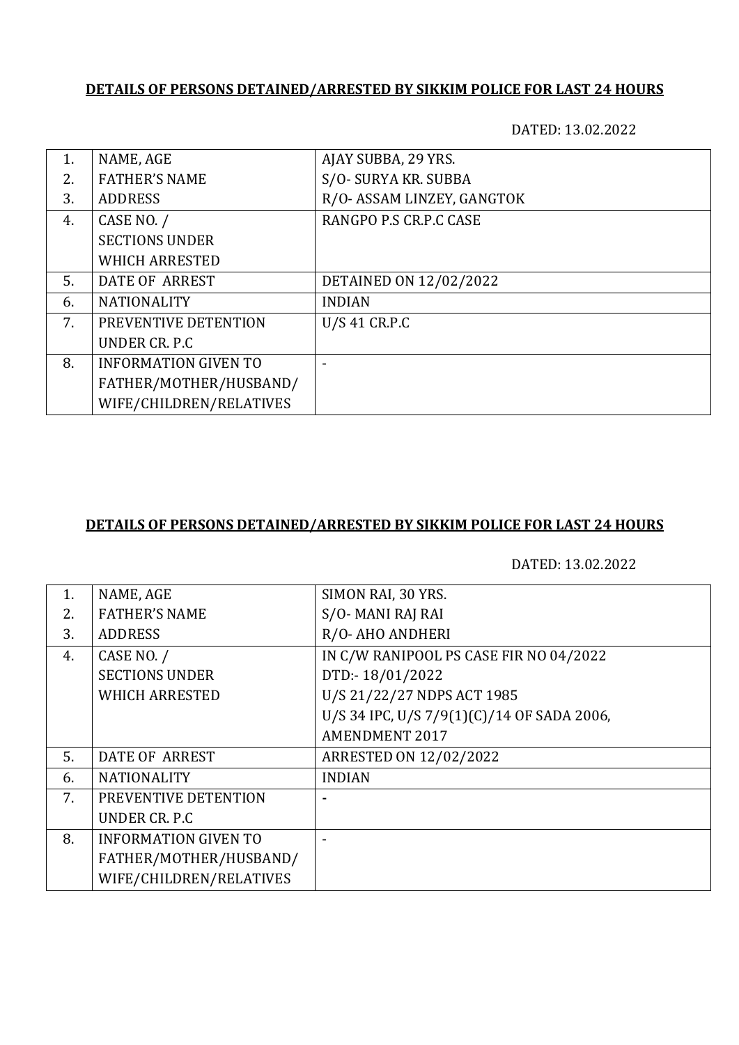**DETAILS OF PERSONS DETAINED/ARRESTED BY SIKKIM POLICE FOR LAST 24 HOURS**

DATED: 13.02.2022

| | | |
|---|---|---|
| 1. | NAME, AGE | AJAY SUBBA, 29 YRS. |
| 2. | FATHER'S NAME | S/O- SURYA KR. SUBBA |
| 3. | ADDRESS | R/O- ASSAM LINZEY, GANGTOK |
| 4. | CASE NO. / SECTIONS UNDER WHICH ARRESTED | RANGPO P.S CR.P.C CASE |
| 5. | DATE OF ARREST | DETAINED ON 12/02/2022 |
| 6. | NATIONALITY | INDIAN |
| 7. | PREVENTIVE DETENTION UNDER CR. P.C | U/S 41 CR.P.C |
| 8. | INFORMATION GIVEN TO FATHER/MOTHER/HUSBAND/ WIFE/CHILDREN/RELATIVES | - |

**DETAILS OF PERSONS DETAINED/ARRESTED BY SIKKIM POLICE FOR LAST 24 HOURS**

DATED: 13.02.2022

| | | |
|---|---|---|
| 1. | NAME, AGE | SIMON RAI, 30 YRS. |
| 2. | FATHER'S NAME | S/O- MANI RAJ RAI |
| 3. | ADDRESS | R/O- AHO ANDHERI |
| 4. | CASE NO. / SECTIONS UNDER WHICH ARRESTED | IN C/W RANIPOOL PS CASE FIR NO 04/2022 DTD:- 18/01/2022 U/S 21/22/27 NDPS ACT 1985 U/S 34 IPC, U/S 7/9(1)(C)/14 OF SADA 2006, AMENDMENT 2017 |
| 5. | DATE OF ARREST | ARRESTED ON 12/02/2022 |
| 6. | NATIONALITY | INDIAN |
| 7. | PREVENTIVE DETENTION UNDER CR. P.C | - |
| 8. | INFORMATION GIVEN TO FATHER/MOTHER/HUSBAND/ WIFE/CHILDREN/RELATIVES | - |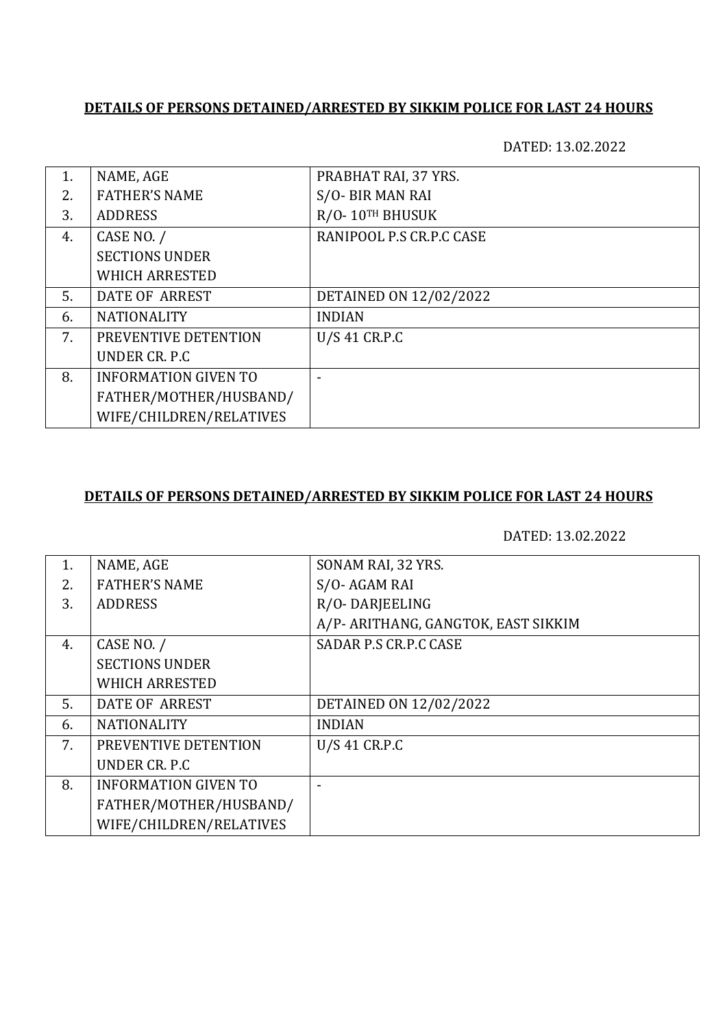**DETAILS OF PERSONS DETAINED/ARRESTED BY SIKKIM POLICE FOR LAST 24 HOURS**

DATED: 13.02.2022

| | | |
|---|---|---|
| 1.<br>2.<br>3. | NAME, AGE<br>FATHER'S NAME<br>ADDRESS | PRABHAT RAI, 37 YRS.<br>S/O- BIR MAN RAI<br>R/O- 10TH BHUSUK |
| 4. | CASE NO. /<br>SECTIONS UNDER<br>WHICH ARRESTED | RANIPOOL P.S CR.P.C CASE |
| 5. | DATE OF ARREST | DETAINED ON 12/02/2022 |
| 6. | NATIONALITY | INDIAN |
| 7. | PREVENTIVE DETENTION<br>UNDER CR. P.C | U/S 41 CR.P.C |
| 8. | INFORMATION GIVEN TO<br>FATHER/MOTHER/HUSBAND/<br>WIFE/CHILDREN/RELATIVES | - |

**DETAILS OF PERSONS DETAINED/ARRESTED BY SIKKIM POLICE FOR LAST 24 HOURS**

DATED: 13.02.2022

| | | |
|---|---|---|
| 1.<br>2.<br>3. | NAME, AGE<br>FATHER'S NAME<br>ADDRESS | SONAM RAI, 32 YRS.<br>S/O- AGAM RAI<br>R/O- DARJEELING<br>A/P- ARITHANG, GANGTOK, EAST SIKKIM |
| 4. | CASE NO. /<br>SECTIONS UNDER<br>WHICH ARRESTED | SADAR P.S CR.P.C CASE |
| 5. | DATE OF ARREST | DETAINED ON 12/02/2022 |
| 6. | NATIONALITY | INDIAN |
| 7. | PREVENTIVE DETENTION<br>UNDER CR. P.C | U/S 41 CR.P.C |
| 8. | INFORMATION GIVEN TO<br>FATHER/MOTHER/HUSBAND/<br>WIFE/CHILDREN/RELATIVES | - |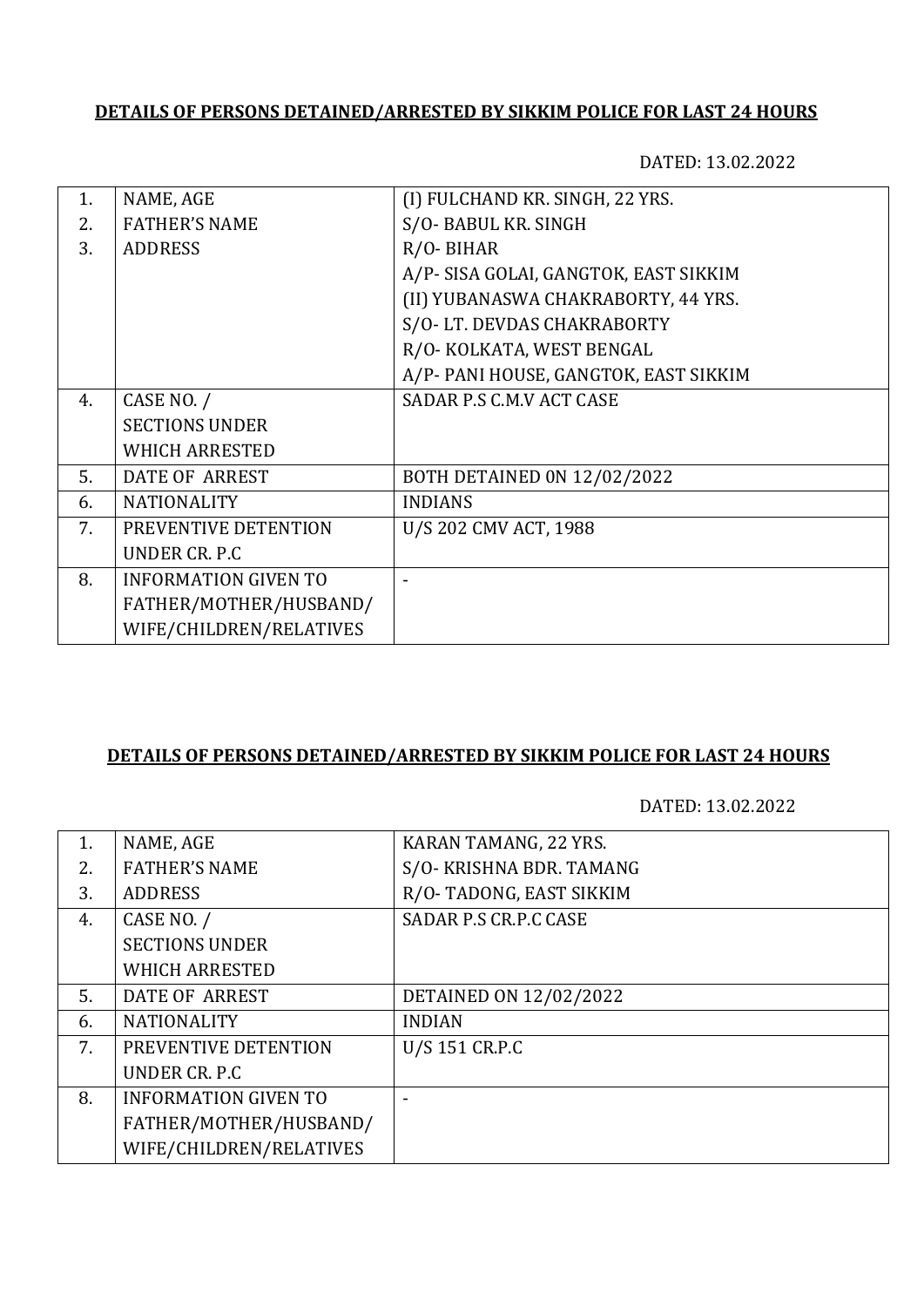**DETAILS OF PERSONS DETAINED/ARRESTED BY SIKKIM POLICE FOR LAST 24 HOURS**

DATED: 13.02.2022

| | | |
|---|---|---|
| 1.<br>2.<br>3. | NAME, AGE<br>FATHER'S NAME<br>ADDRESS | (I) FULCHAND KR. SINGH, 22 YRS.<br>S/O- BABUL KR. SINGH<br>R/O- BIHAR<br>A/P- SISA GOLAI, GANGTOK, EAST SIKKIM<br>(II) YUBANASWA CHAKRABORTY, 44 YRS.<br>S/O- LT. DEVDAS CHAKRABORTY<br>R/O- KOLKATA, WEST BENGAL<br>A/P- PANI HOUSE, GANGTOK, EAST SIKKIM |
| 4. | CASE NO. /<br>SECTIONS UNDER<br>WHICH ARRESTED | SADAR P.S C.M.V ACT CASE |
| 5. | DATE OF ARREST | BOTH DETAINED 0N 12/02/2022 |
| 6. | NATIONALITY | INDIANS |
| 7. | PREVENTIVE DETENTION<br>UNDER CR. P.C | U/S 202 CMV ACT, 1988 |
| 8. | INFORMATION GIVEN TO<br>FATHER/MOTHER/HUSBAND/<br>WIFE/CHILDREN/RELATIVES | - |

**DETAILS OF PERSONS DETAINED/ARRESTED BY SIKKIM POLICE FOR LAST 24 HOURS**

DATED: 13.02.2022

| | | |
|---|---|---|
| 1.<br>2.<br>3. | NAME, AGE<br>FATHER'S NAME<br>ADDRESS | KARAN TAMANG, 22 YRS.<br>S/O- KRISHNA BDR. TAMANG<br>R/O- TADONG, EAST SIKKIM |
| 4. | CASE NO. /<br>SECTIONS UNDER<br>WHICH ARRESTED | SADAR P.S CR.P.C CASE |
| 5. | DATE OF ARREST | DETAINED ON 12/02/2022 |
| 6. | NATIONALITY | INDIAN |
| 7. | PREVENTIVE DETENTION<br>UNDER CR. P.C | U/S 151 CR.P.C |
| 8. | INFORMATION GIVEN TO<br>FATHER/MOTHER/HUSBAND/<br>WIFE/CHILDREN/RELATIVES | - |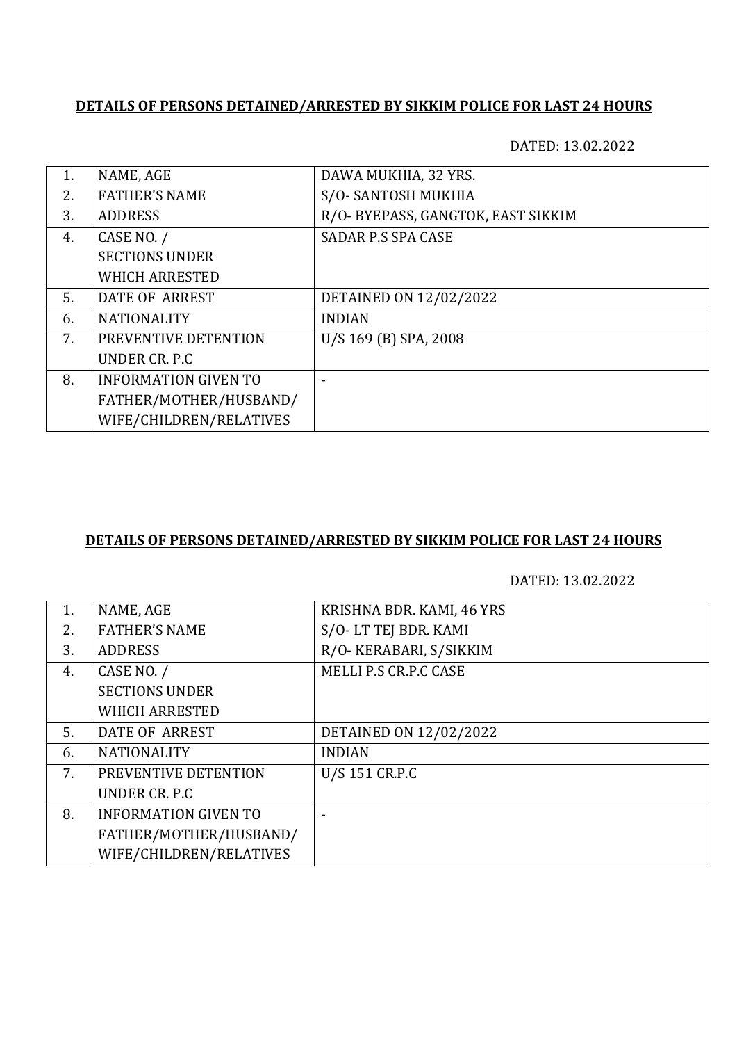**DETAILS OF PERSONS DETAINED/ARRESTED BY SIKKIM POLICE FOR LAST 24 HOURS**

DATED: 13.02.2022

| | | |
|---|---|---|
| 1. | NAME, AGE | DAWA MUKHIA, 32 YRS. |
| 2. | FATHER'S NAME | S/O- SANTOSH MUKHIA |
| 3. | ADDRESS | R/O- BYEPASS, GANGTOK, EAST SIKKIM |
| 4. | CASE NO. / SECTIONS UNDER WHICH ARRESTED | SADAR P.S SPA CASE |
| 5. | DATE OF ARREST | DETAINED ON 12/02/2022 |
| 6. | NATIONALITY | INDIAN |
| 7. | PREVENTIVE DETENTION UNDER CR. P.C | U/S 169 (B) SPA, 2008 |
| 8. | INFORMATION GIVEN TO FATHER/MOTHER/HUSBAND/ WIFE/CHILDREN/RELATIVES | - |

**DETAILS OF PERSONS DETAINED/ARRESTED BY SIKKIM POLICE FOR LAST 24 HOURS**

DATED: 13.02.2022

| | | |
|---|---|---|
| 1. | NAME, AGE | KRISHNA BDR. KAMI, 46 YRS |
| 2. | FATHER'S NAME | S/O- LT TEJ BDR. KAMI |
| 3. | ADDRESS | R/O- KERABARI, S/SIKKIM |
| 4. | CASE NO. / SECTIONS UNDER WHICH ARRESTED | MELLI P.S CR.P.C CASE |
| 5. | DATE OF ARREST | DETAINED ON 12/02/2022 |
| 6. | NATIONALITY | INDIAN |
| 7. | PREVENTIVE DETENTION UNDER CR. P.C | U/S 151 CR.P.C |
| 8. | INFORMATION GIVEN TO FATHER/MOTHER/HUSBAND/ WIFE/CHILDREN/RELATIVES | - |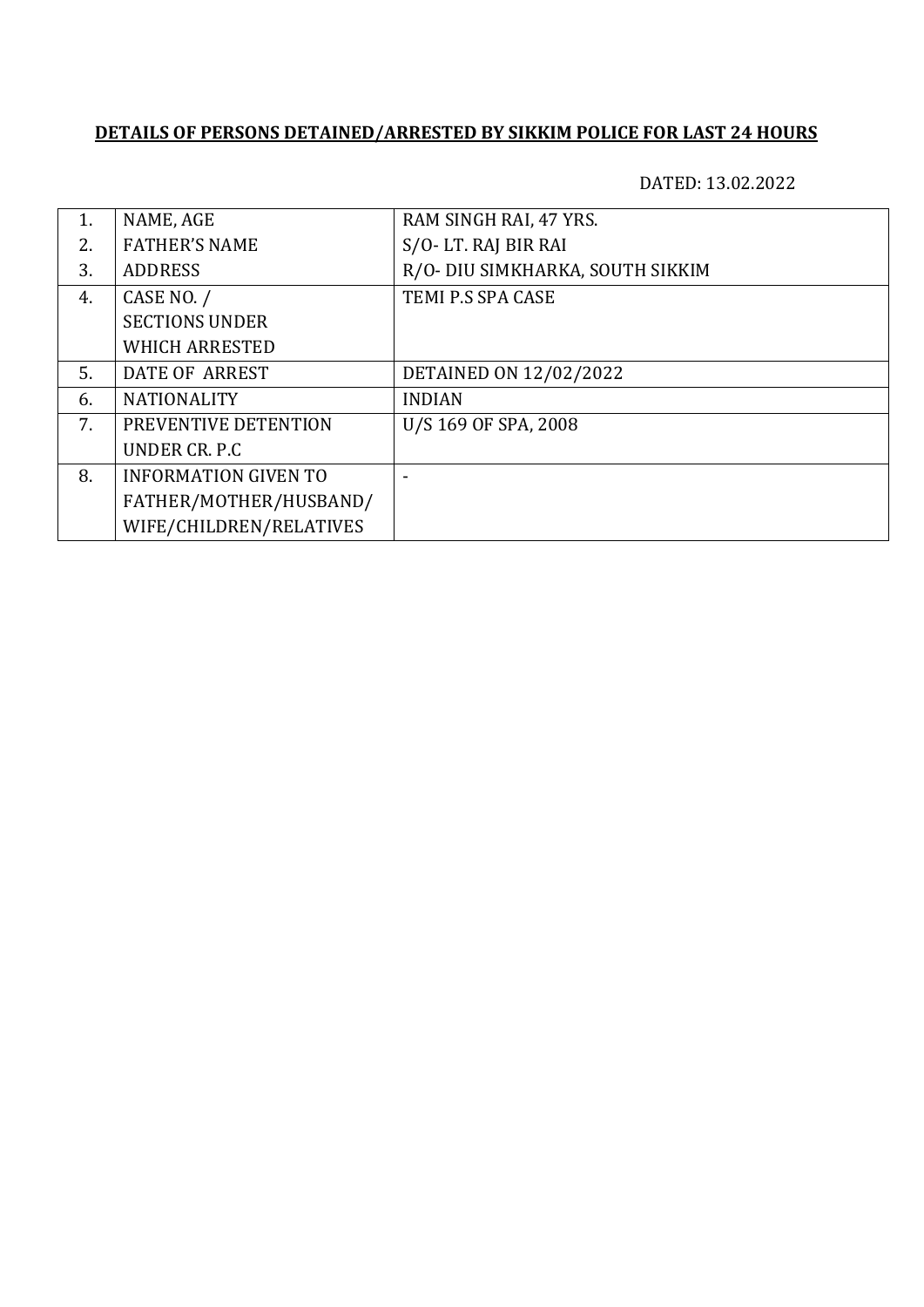**DETAILS OF PERSONS DETAINED/ARRESTED BY SIKKIM POLICE FOR LAST 24 HOURS**

DATED: 13.02.2022

| | | |
|---|---|---|
| 1. | NAME, AGE | RAM SINGH RAI, 47 YRS. |
| 2. | FATHER'S NAME | S/O- LT. RAJ BIR RAI |
| 3. | ADDRESS | R/O- DIU SIMKHARKA, SOUTH SIKKIM |
| 4. | CASE NO. / SECTIONS UNDER WHICH ARRESTED | TEMI P.S SPA CASE |
| 5. | DATE OF ARREST | DETAINED ON 12/02/2022 |
| 6. | NATIONALITY | INDIAN |
| 7. | PREVENTIVE DETENTION UNDER CR. P.C | U/S 169 OF SPA, 2008 |
| 8. | INFORMATION GIVEN TO FATHER/MOTHER/HUSBAND/ WIFE/CHILDREN/RELATIVES | - |